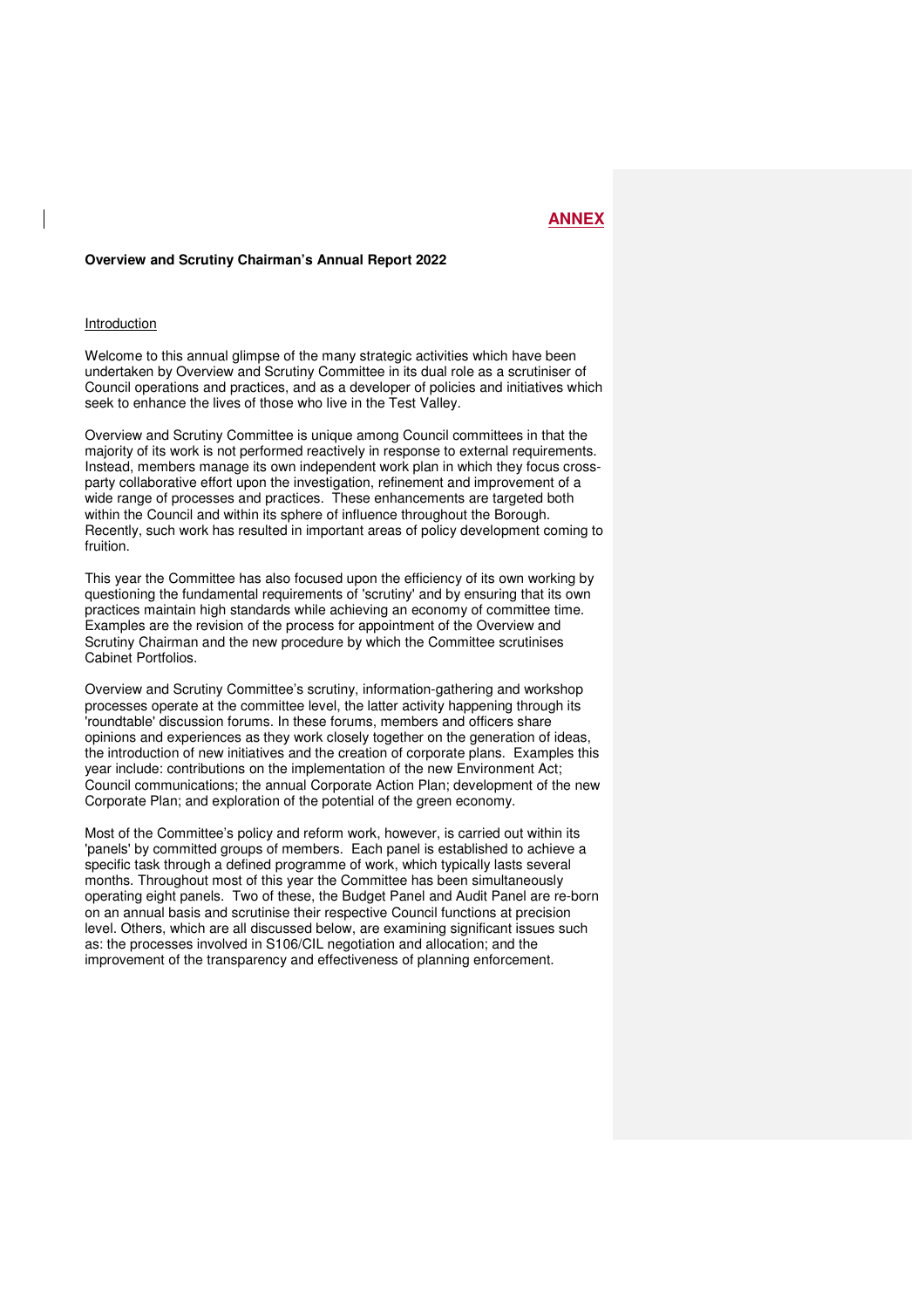**ANNEX**

**Overview and Scrutiny Chairman's Annual Report 2022**

Introduction

Welcome to this annual glimpse of the many strategic activities which have been undertaken by Overview and Scrutiny Committee in its dual role as a scrutiniser of Council operations and practices, and as a developer of policies and initiatives which seek to enhance the lives of those who live in the Test Valley.

Overview and Scrutiny Committee is unique among Council committees in that the majority of its work is not performed reactively in response to external requirements. Instead, members manage its own independent work plan in which they focus cross-party collaborative effort upon the investigation, refinement and improvement of a wide range of processes and practices. These enhancements are targeted both within the Council and within its sphere of influence throughout the Borough. Recently, such work has resulted in important areas of policy development coming to fruition.

This year the Committee has also focused upon the efficiency of its own working by questioning the fundamental requirements of 'scrutiny' and by ensuring that its own practices maintain high standards while achieving an economy of committee time. Examples are the revision of the process for appointment of the Overview and Scrutiny Chairman and the new procedure by which the Committee scrutinises Cabinet Portfolios.

Overview and Scrutiny Committee's scrutiny, information-gathering and workshop processes operate at the committee level, the latter activity happening through its 'roundtable' discussion forums. In these forums, members and officers share opinions and experiences as they work closely together on the generation of ideas, the introduction of new initiatives and the creation of corporate plans. Examples this year include: contributions on the implementation of the new Environment Act; Council communications; the annual Corporate Action Plan; development of the new Corporate Plan; and exploration of the potential of the green economy.

Most of the Committee's policy and reform work, however, is carried out within its 'panels' by committed groups of members. Each panel is established to achieve a specific task through a defined programme of work, which typically lasts several months. Throughout most of this year the Committee has been simultaneously operating eight panels. Two of these, the Budget Panel and Audit Panel are re-born on an annual basis and scrutinise their respective Council functions at precision level. Others, which are all discussed below, are examining significant issues such as: the processes involved in S106/CIL negotiation and allocation; and the improvement of the transparency and effectiveness of planning enforcement.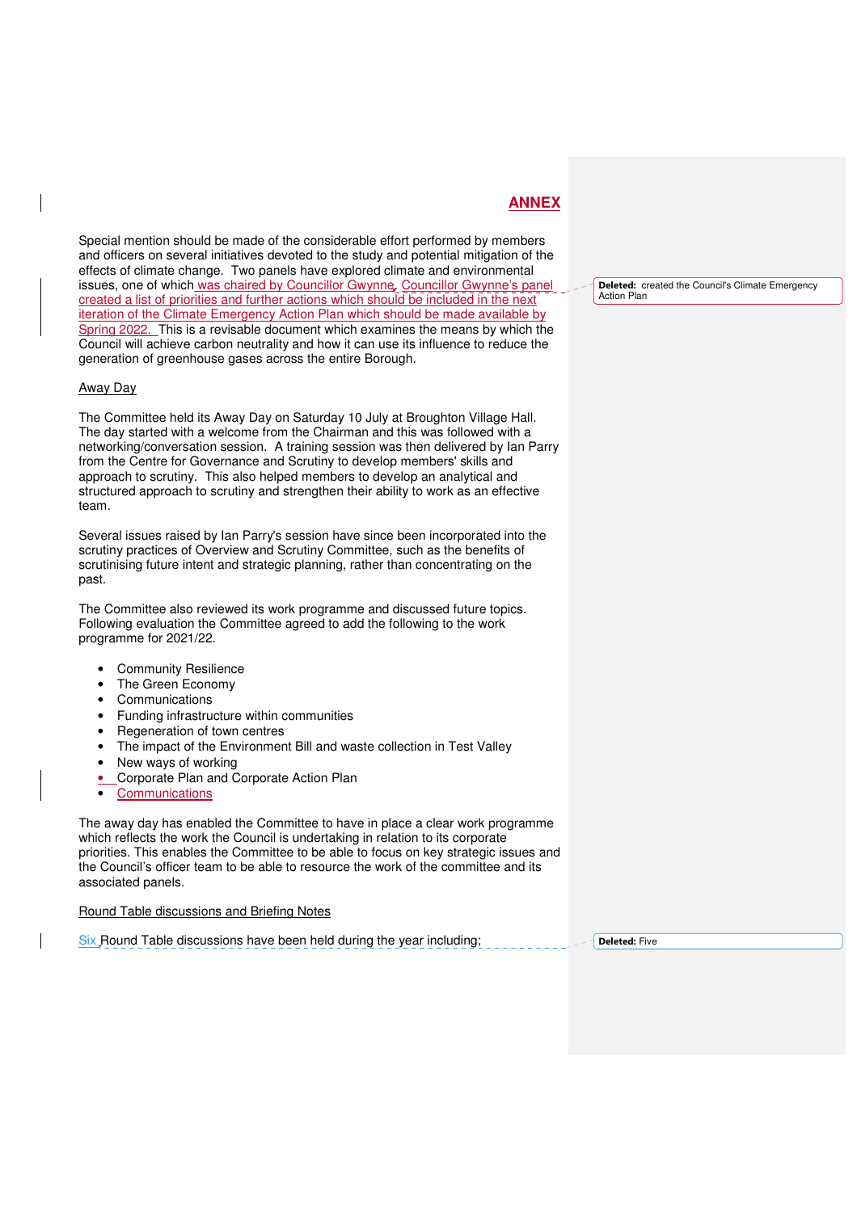## ANNEX

Special mention should be made of the considerable effort performed by members and officers on several initiatives devoted to the study and potential mitigation of the effects of climate change. Two panels have explored climate and environmental issues, one of which was chaired by Councillor Gwynne. Councillor Gwynne's panel created a list of priorities and further actions which should be included in the next iteration of the Climate Emergency Action Plan which should be made available by Spring 2022. This is a revisable document which examines the means by which the Council will achieve carbon neutrality and how it can use its influence to reduce the generation of greenhouse gases across the entire Borough.

Away Day

The Committee held its Away Day on Saturday 10 July at Broughton Village Hall. The day started with a welcome from the Chairman and this was followed with a networking/conversation session. A training session was then delivered by Ian Parry from the Centre for Governance and Scrutiny to develop members' skills and approach to scrutiny. This also helped members to develop an analytical and structured approach to scrutiny and strengthen their ability to work as an effective team.

Several issues raised by Ian Parry's session have since been incorporated into the scrutiny practices of Overview and Scrutiny Committee, such as the benefits of scrutinising future intent and strategic planning, rather than concentrating on the past.

The Committee also reviewed its work programme and discussed future topics. Following evaluation the Committee agreed to add the following to the work programme for 2021/22.

- Community Resilience
- The Green Economy
- Communications
- Funding infrastructure within communities
- Regeneration of town centres
- The impact of the Environment Bill and waste collection in Test Valley
- New ways of working
- Corporate Plan and Corporate Action Plan
- Communications

The away day has enabled the Committee to have in place a clear work programme which reflects the work the Council is undertaking in relation to its corporate priorities. This enables the Committee to be able to focus on key strategic issues and the Council's officer team to be able to resource the work of the committee and its associated panels.

Round Table discussions and Briefing Notes

Six Round Table discussions have been held during the year including;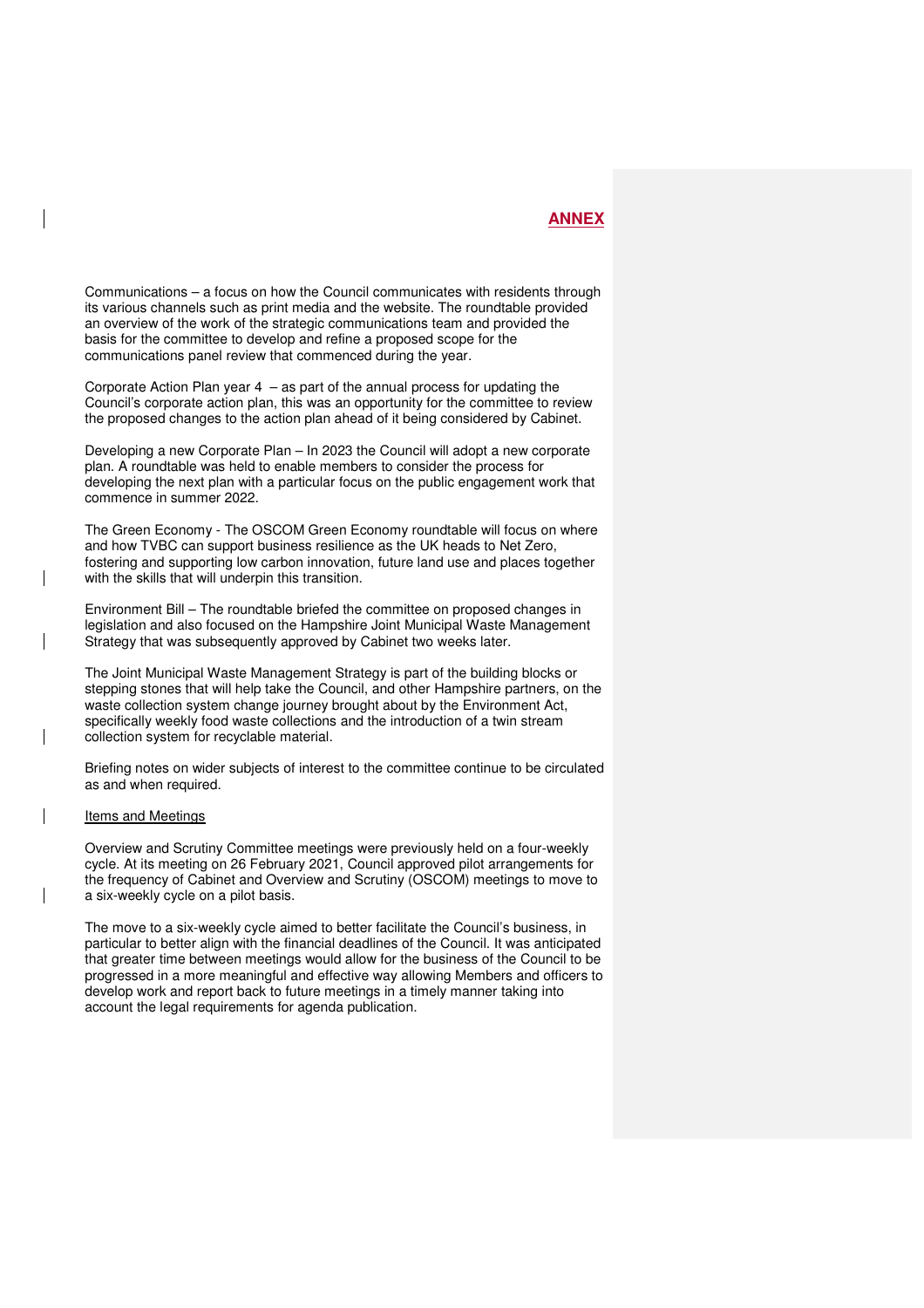**ANNEX**

Communications – a focus on how the Council communicates with residents through its various channels such as print media and the website. The roundtable provided an overview of the work of the strategic communications team and provided the basis for the committee to develop and refine a proposed scope for the communications panel review that commenced during the year.

Corporate Action Plan year 4 – as part of the annual process for updating the Council's corporate action plan, this was an opportunity for the committee to review the proposed changes to the action plan ahead of it being considered by Cabinet.

Developing a new Corporate Plan – In 2023 the Council will adopt a new corporate plan. A roundtable was held to enable members to consider the process for developing the next plan with a particular focus on the public engagement work that commence in summer 2022.

The Green Economy - The OSCOM Green Economy roundtable will focus on where and how TVBC can support business resilience as the UK heads to Net Zero, fostering and supporting low carbon innovation, future land use and places together with the skills that will underpin this transition.

Environment Bill – The roundtable briefed the committee on proposed changes in legislation and also focused on the Hampshire Joint Municipal Waste Management Strategy that was subsequently approved by Cabinet two weeks later.

The Joint Municipal Waste Management Strategy is part of the building blocks or stepping stones that will help take the Council, and other Hampshire partners, on the waste collection system change journey brought about by the Environment Act, specifically weekly food waste collections and the introduction of a twin stream collection system for recyclable material.

Briefing notes on wider subjects of interest to the committee continue to be circulated as and when required.

Items and Meetings

Overview and Scrutiny Committee meetings were previously held on a four-weekly cycle. At its meeting on 26 February 2021, Council approved pilot arrangements for the frequency of Cabinet and Overview and Scrutiny (OSCOM) meetings to move to a six-weekly cycle on a pilot basis.

The move to a six-weekly cycle aimed to better facilitate the Council's business, in particular to better align with the financial deadlines of the Council. It was anticipated that greater time between meetings would allow for the business of the Council to be progressed in a more meaningful and effective way allowing Members and officers to develop work and report back to future meetings in a timely manner taking into account the legal requirements for agenda publication.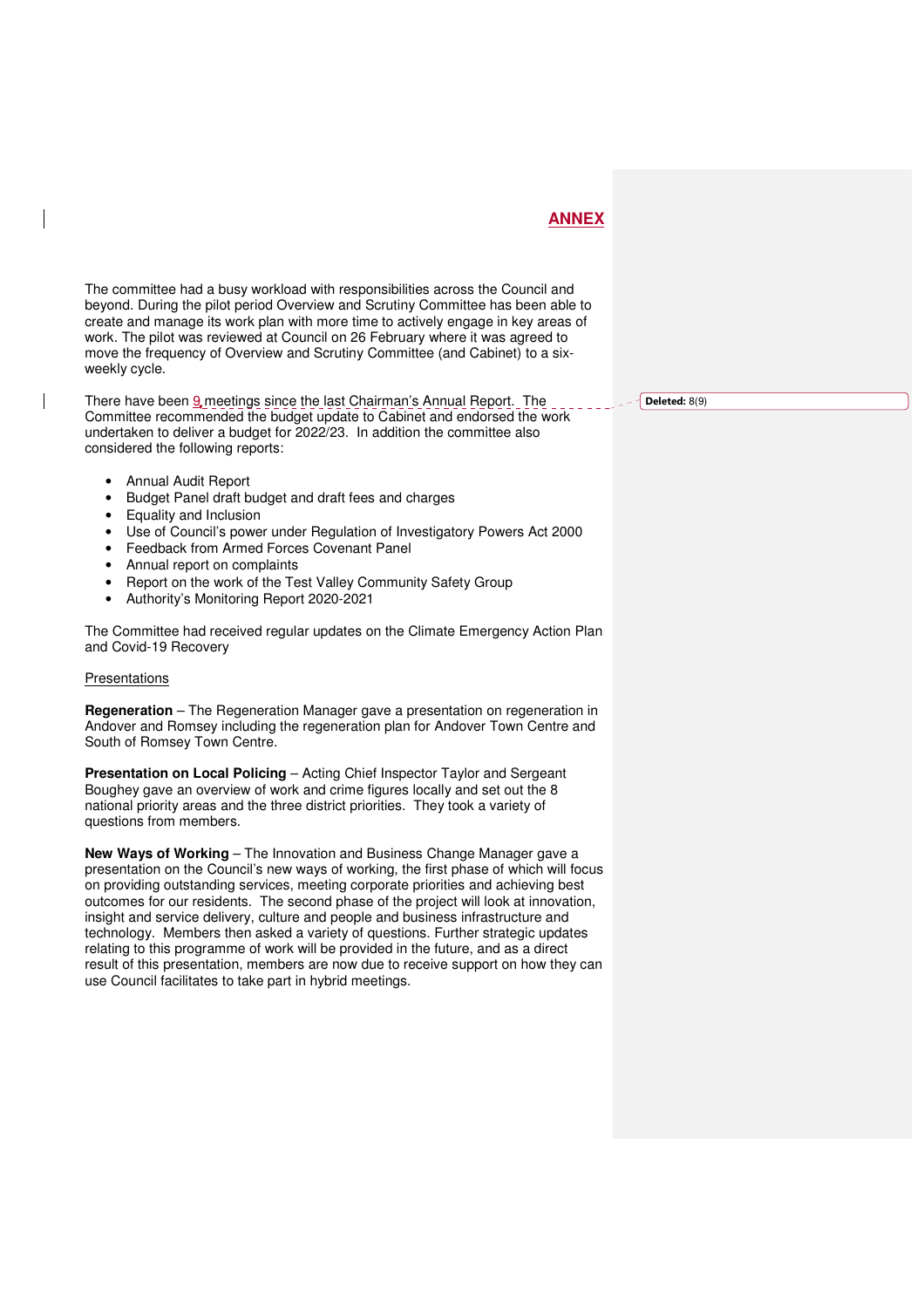## ANNEX

The committee had a busy workload with responsibilities across the Council and beyond. During the pilot period Overview and Scrutiny Committee has been able to create and manage its work plan with more time to actively engage in key areas of work. The pilot was reviewed at Council on 26 February where it was agreed to move the frequency of Overview and Scrutiny Committee (and Cabinet) to a six-weekly cycle.

There have been 9 meetings since the last Chairman's Annual Report. The Committee recommended the budget update to Cabinet and endorsed the work undertaken to deliver a budget for 2022/23. In addition the committee also considered the following reports:

- Annual Audit Report
- Budget Panel draft budget and draft fees and charges
- Equality and Inclusion
- Use of Council's power under Regulation of Investigatory Powers Act 2000
- Feedback from Armed Forces Covenant Panel
- Annual report on complaints
- Report on the work of the Test Valley Community Safety Group
- Authority's Monitoring Report 2020-2021

The Committee had received regular updates on the Climate Emergency Action Plan and Covid-19 Recovery

Presentations

**Regeneration** – The Regeneration Manager gave a presentation on regeneration in Andover and Romsey including the regeneration plan for Andover Town Centre and South of Romsey Town Centre.

**Presentation on Local Policing** – Acting Chief Inspector Taylor and Sergeant Boughey gave an overview of work and crime figures locally and set out the 8 national priority areas and the three district priorities. They took a variety of questions from members.

**New Ways of Working** – The Innovation and Business Change Manager gave a presentation on the Council's new ways of working, the first phase of which will focus on providing outstanding services, meeting corporate priorities and achieving best outcomes for our residents. The second phase of the project will look at innovation, insight and service delivery, culture and people and business infrastructure and technology. Members then asked a variety of questions. Further strategic updates relating to this programme of work will be provided in the future, and as a direct result of this presentation, members are now due to receive support on how they can use Council facilitates to take part in hybrid meetings.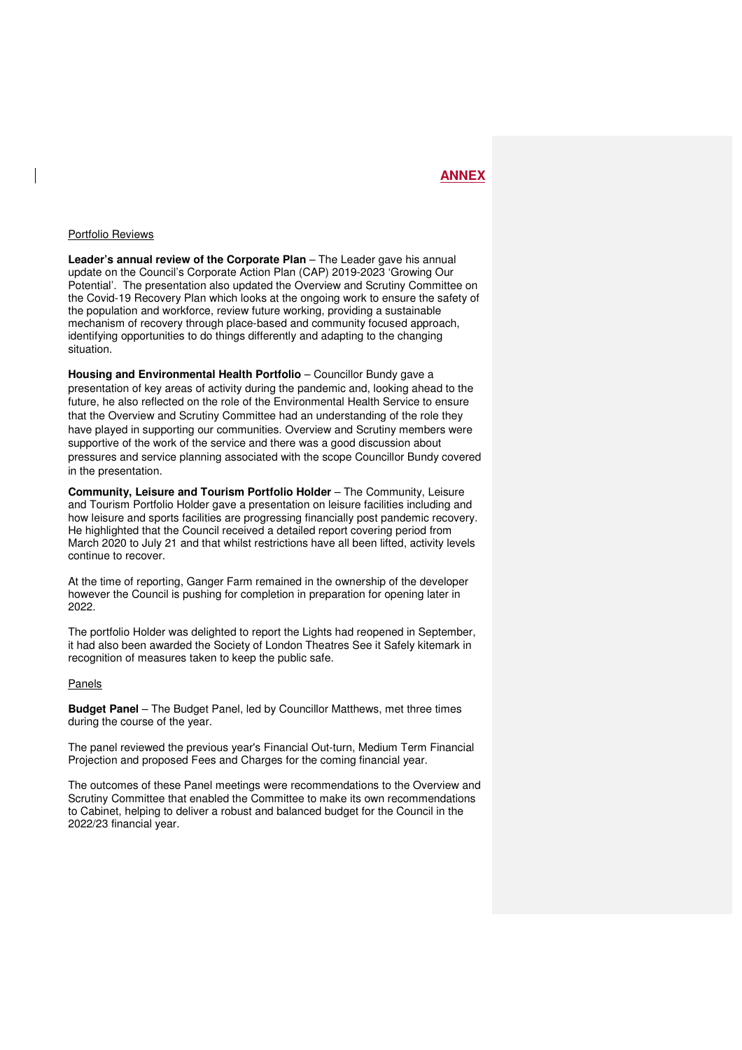**ANNEX**

Portfolio Reviews

**Leader's annual review of the Corporate Plan** – The Leader gave his annual update on the Council's Corporate Action Plan (CAP) 2019-2023 'Growing Our Potential'. The presentation also updated the Overview and Scrutiny Committee on the Covid-19 Recovery Plan which looks at the ongoing work to ensure the safety of the population and workforce, review future working, providing a sustainable mechanism of recovery through place-based and community focused approach, identifying opportunities to do things differently and adapting to the changing situation.

**Housing and Environmental Health Portfolio** – Councillor Bundy gave a presentation of key areas of activity during the pandemic and, looking ahead to the future, he also reflected on the role of the Environmental Health Service to ensure that the Overview and Scrutiny Committee had an understanding of the role they have played in supporting our communities. Overview and Scrutiny members were supportive of the work of the service and there was a good discussion about pressures and service planning associated with the scope Councillor Bundy covered in the presentation.

**Community, Leisure and Tourism Portfolio Holder** – The Community, Leisure and Tourism Portfolio Holder gave a presentation on leisure facilities including and how leisure and sports facilities are progressing financially post pandemic recovery. He highlighted that the Council received a detailed report covering period from March 2020 to July 21 and that whilst restrictions have all been lifted, activity levels continue to recover.

At the time of reporting, Ganger Farm remained in the ownership of the developer however the Council is pushing for completion in preparation for opening later in 2022.

The portfolio Holder was delighted to report the Lights had reopened in September, it had also been awarded the Society of London Theatres See it Safely kitemark in recognition of measures taken to keep the public safe.

Panels

**Budget Panel** – The Budget Panel, led by Councillor Matthews, met three times during the course of the year.

The panel reviewed the previous year's Financial Out-turn, Medium Term Financial Projection and proposed Fees and Charges for the coming financial year.

The outcomes of these Panel meetings were recommendations to the Overview and Scrutiny Committee that enabled the Committee to make its own recommendations to Cabinet, helping to deliver a robust and balanced budget for the Council in the 2022/23 financial year.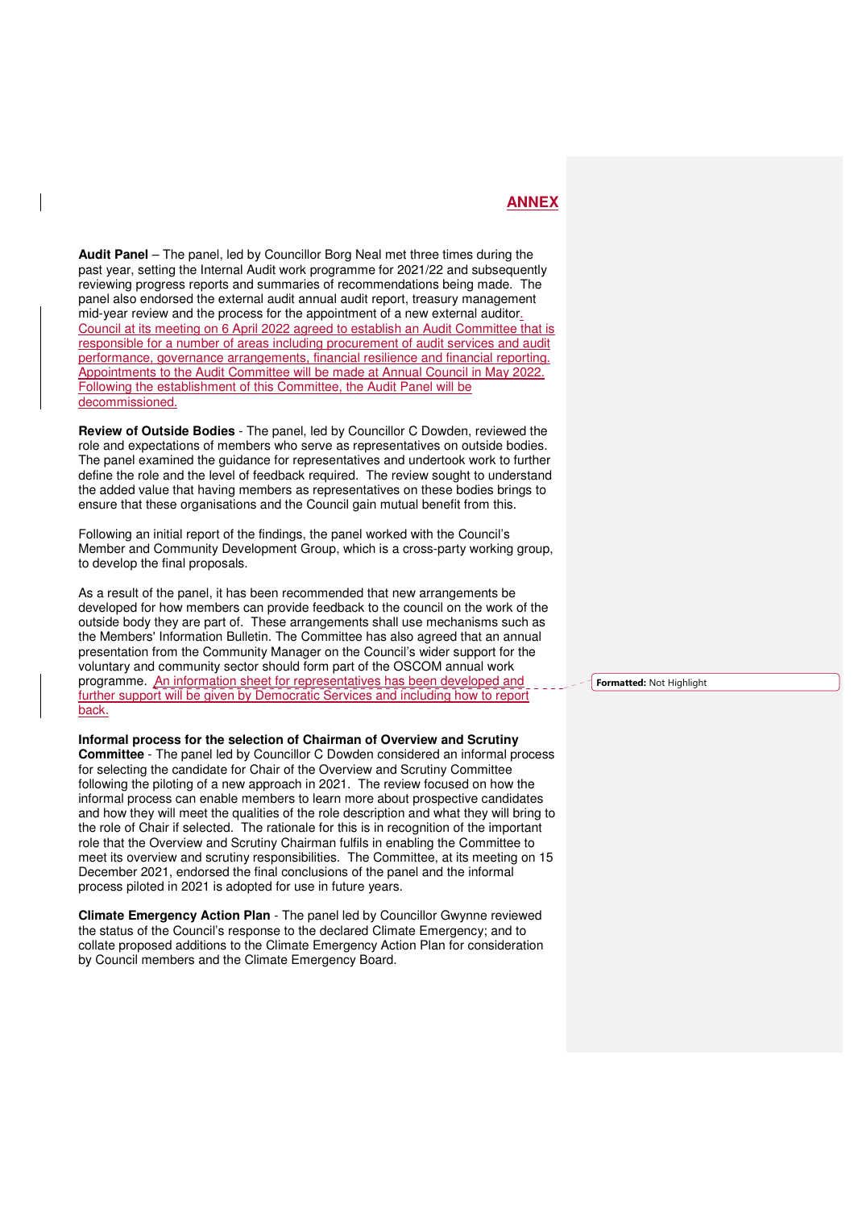**ANNEX**

**Audit Panel** – The panel, led by Councillor Borg Neal met three times during the past year, setting the Internal Audit work programme for 2021/22 and subsequently reviewing progress reports and summaries of recommendations being made. The panel also endorsed the external audit annual audit report, treasury management mid-year review and the process for the appointment of a new external auditor. Council at its meeting on 6 April 2022 agreed to establish an Audit Committee that is responsible for a number of areas including procurement of audit services and audit performance, governance arrangements, financial resilience and financial reporting. Appointments to the Audit Committee will be made at Annual Council in May 2022. Following the establishment of this Committee, the Audit Panel will be decommissioned.

**Review of Outside Bodies** - The panel, led by Councillor C Dowden, reviewed the role and expectations of members who serve as representatives on outside bodies. The panel examined the guidance for representatives and undertook work to further define the role and the level of feedback required. The review sought to understand the added value that having members as representatives on these bodies brings to ensure that these organisations and the Council gain mutual benefit from this.

Following an initial report of the findings, the panel worked with the Council's Member and Community Development Group, which is a cross-party working group, to develop the final proposals.

As a result of the panel, it has been recommended that new arrangements be developed for how members can provide feedback to the council on the work of the outside body they are part of. These arrangements shall use mechanisms such as the Members' Information Bulletin. The Committee has also agreed that an annual presentation from the Community Manager on the Council's wider support for the voluntary and community sector should form part of the OSCOM annual work programme. An information sheet for representatives has been developed and further support will be given by Democratic Services and including how to report back.

**Informal process for the selection of Chairman of Overview and Scrutiny Committee** - The panel led by Councillor C Dowden considered an informal process for selecting the candidate for Chair of the Overview and Scrutiny Committee following the piloting of a new approach in 2021. The review focused on how the informal process can enable members to learn more about prospective candidates and how they will meet the qualities of the role description and what they will bring to the role of Chair if selected. The rationale for this is in recognition of the important role that the Overview and Scrutiny Chairman fulfils in enabling the Committee to meet its overview and scrutiny responsibilities. The Committee, at its meeting on 15 December 2021, endorsed the final conclusions of the panel and the informal process piloted in 2021 is adopted for use in future years.

**Climate Emergency Action Plan** - The panel led by Councillor Gwynne reviewed the status of the Council's response to the declared Climate Emergency; and to collate proposed additions to the Climate Emergency Action Plan for consideration by Council members and the Climate Emergency Board.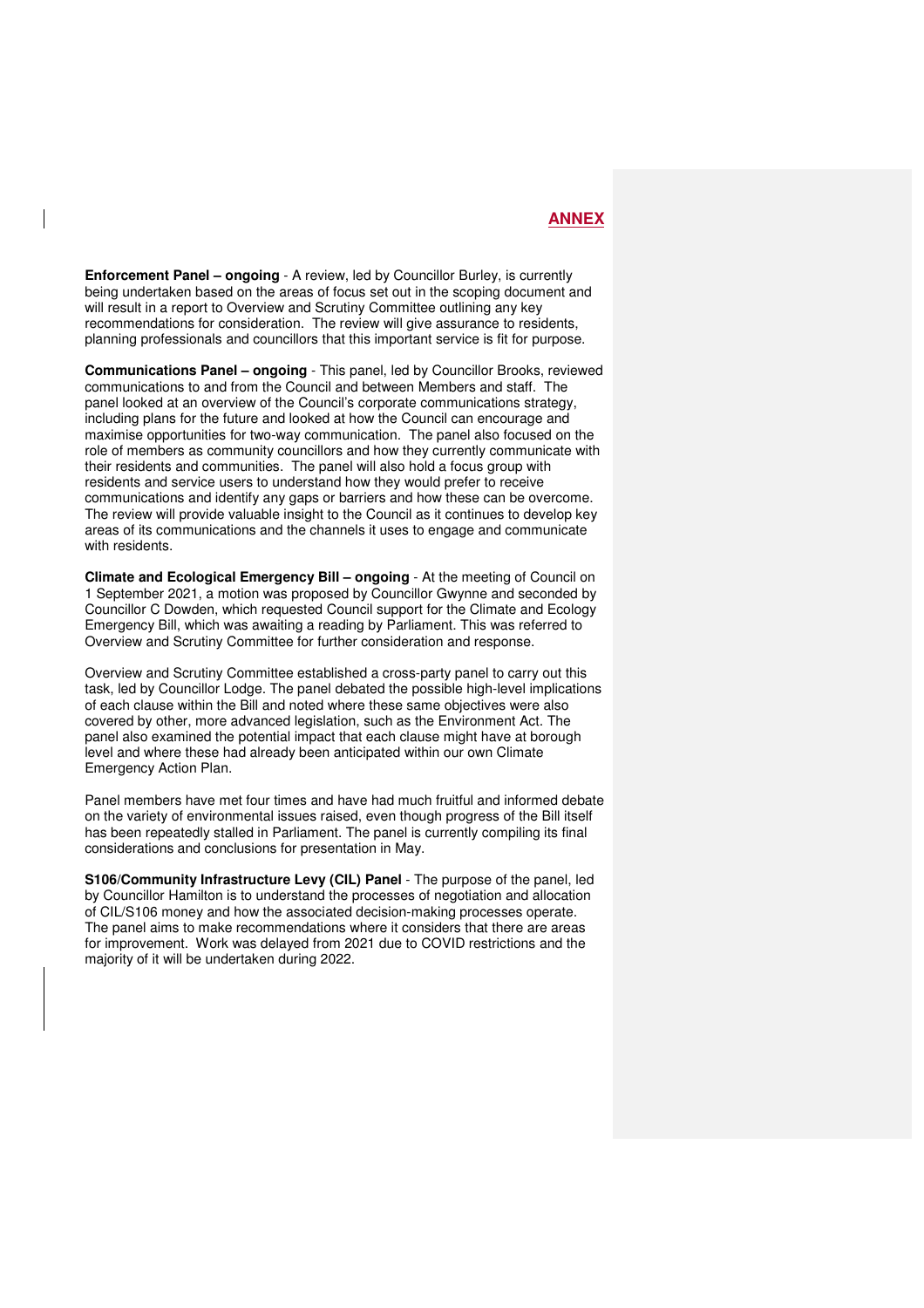**ANNEX**

**Enforcement Panel – ongoing** - A review, led by Councillor Burley, is currently being undertaken based on the areas of focus set out in the scoping document and will result in a report to Overview and Scrutiny Committee outlining any key recommendations for consideration. The review will give assurance to residents, planning professionals and councillors that this important service is fit for purpose.

**Communications Panel – ongoing** - This panel, led by Councillor Brooks, reviewed communications to and from the Council and between Members and staff. The panel looked at an overview of the Council's corporate communications strategy, including plans for the future and looked at how the Council can encourage and maximise opportunities for two-way communication. The panel also focused on the role of members as community councillors and how they currently communicate with their residents and communities. The panel will also hold a focus group with residents and service users to understand how they would prefer to receive communications and identify any gaps or barriers and how these can be overcome. The review will provide valuable insight to the Council as it continues to develop key areas of its communications and the channels it uses to engage and communicate with residents.

**Climate and Ecological Emergency Bill – ongoing** - At the meeting of Council on 1 September 2021, a motion was proposed by Councillor Gwynne and seconded by Councillor C Dowden, which requested Council support for the Climate and Ecology Emergency Bill, which was awaiting a reading by Parliament. This was referred to Overview and Scrutiny Committee for further consideration and response.

Overview and Scrutiny Committee established a cross-party panel to carry out this task, led by Councillor Lodge. The panel debated the possible high-level implications of each clause within the Bill and noted where these same objectives were also covered by other, more advanced legislation, such as the Environment Act. The panel also examined the potential impact that each clause might have at borough level and where these had already been anticipated within our own Climate Emergency Action Plan.

Panel members have met four times and have had much fruitful and informed debate on the variety of environmental issues raised, even though progress of the Bill itself has been repeatedly stalled in Parliament. The panel is currently compiling its final considerations and conclusions for presentation in May.

**S106/Community Infrastructure Levy (CIL) Panel** - The purpose of the panel, led by Councillor Hamilton is to understand the processes of negotiation and allocation of CIL/S106 money and how the associated decision-making processes operate. The panel aims to make recommendations where it considers that there are areas for improvement. Work was delayed from 2021 due to COVID restrictions and the majority of it will be undertaken during 2022.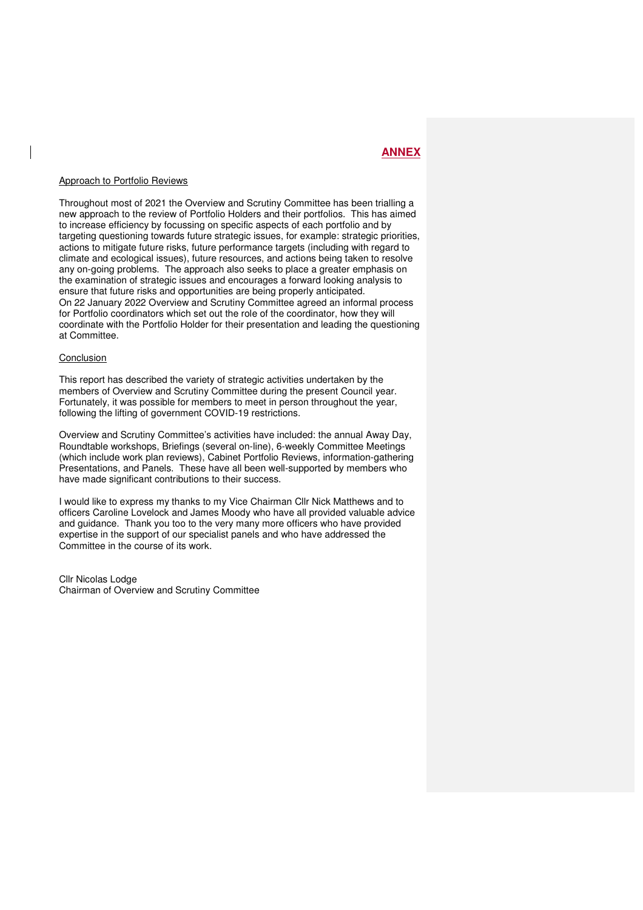**ANNEX**

Approach to Portfolio Reviews

Throughout most of 2021 the Overview and Scrutiny Committee has been trialling a new approach to the review of Portfolio Holders and their portfolios. This has aimed to increase efficiency by focussing on specific aspects of each portfolio and by targeting questioning towards future strategic issues, for example: strategic priorities, actions to mitigate future risks, future performance targets (including with regard to climate and ecological issues), future resources, and actions being taken to resolve any on-going problems. The approach also seeks to place a greater emphasis on the examination of strategic issues and encourages a forward looking analysis to ensure that future risks and opportunities are being properly anticipated.
On 22 January 2022 Overview and Scrutiny Committee agreed an informal process for Portfolio coordinators which set out the role of the coordinator, how they will coordinate with the Portfolio Holder for their presentation and leading the questioning at Committee.

Conclusion

This report has described the variety of strategic activities undertaken by the members of Overview and Scrutiny Committee during the present Council year. Fortunately, it was possible for members to meet in person throughout the year, following the lifting of government COVID-19 restrictions.

Overview and Scrutiny Committee's activities have included: the annual Away Day, Roundtable workshops, Briefings (several on-line), 6-weekly Committee Meetings (which include work plan reviews), Cabinet Portfolio Reviews, information-gathering Presentations, and Panels. These have all been well-supported by members who have made significant contributions to their success.

I would like to express my thanks to my Vice Chairman Cllr Nick Matthews and to officers Caroline Lovelock and James Moody who have all provided valuable advice and guidance. Thank you too to the very many more officers who have provided expertise in the support of our specialist panels and who have addressed the Committee in the course of its work.

Cllr Nicolas Lodge
Chairman of Overview and Scrutiny Committee